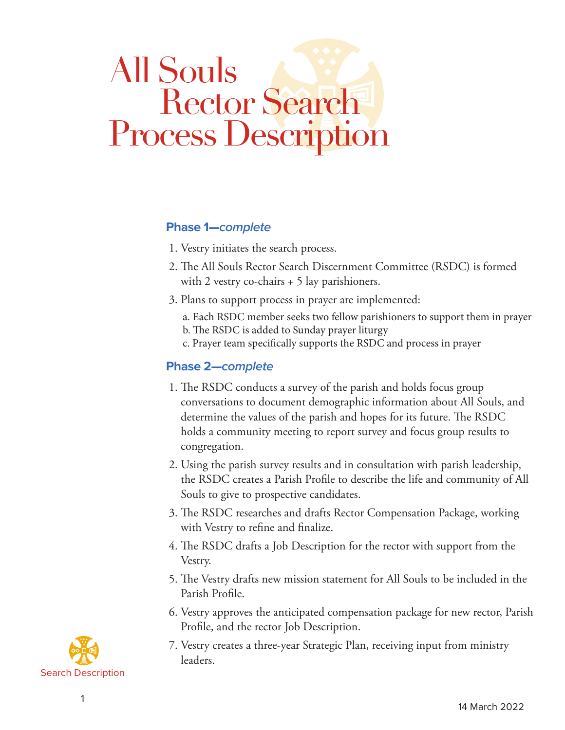# All Souls Rector Search Process Description

## Phase 1—*complete*

1. Vestry initiates the search process.
2. The All Souls Rector Search Discernment Committee (RSDC) is formed with 2 vestry co-chairs + 5 lay parishioners.
3. Plans to support process in prayer are implemented:
   a. Each RSDC member seeks two fellow parishioners to support them in prayer
   b. The RSDC is added to Sunday prayer liturgy
   c. Prayer team specifically supports the RSDC and process in prayer

## Phase 2—*complete*

1. The RSDC conducts a survey of the parish and holds focus group conversations to document demographic information about All Souls, and determine the values of the parish and hopes for its future. The RSDC holds a community meeting to report survey and focus group results to congregation.
2. Using the parish survey results and in consultation with parish leadership, the RSDC creates a Parish Profile to describe the life and community of All Souls to give to prospective candidates.
3. The RSDC researches and drafts Rector Compensation Package, working with Vestry to refine and finalize.
4. The RSDC drafts a Job Description for the rector with support from the Vestry.
5. The Vestry drafts new mission statement for All Souls to be included in the Parish Profile.
6. Vestry approves the anticipated compensation package for new rector, Parish Profile, and the rector Job Description.
7. Vestry creates a three-year Strategic Plan, receiving input from ministry leaders.

Search Description

14 March 2022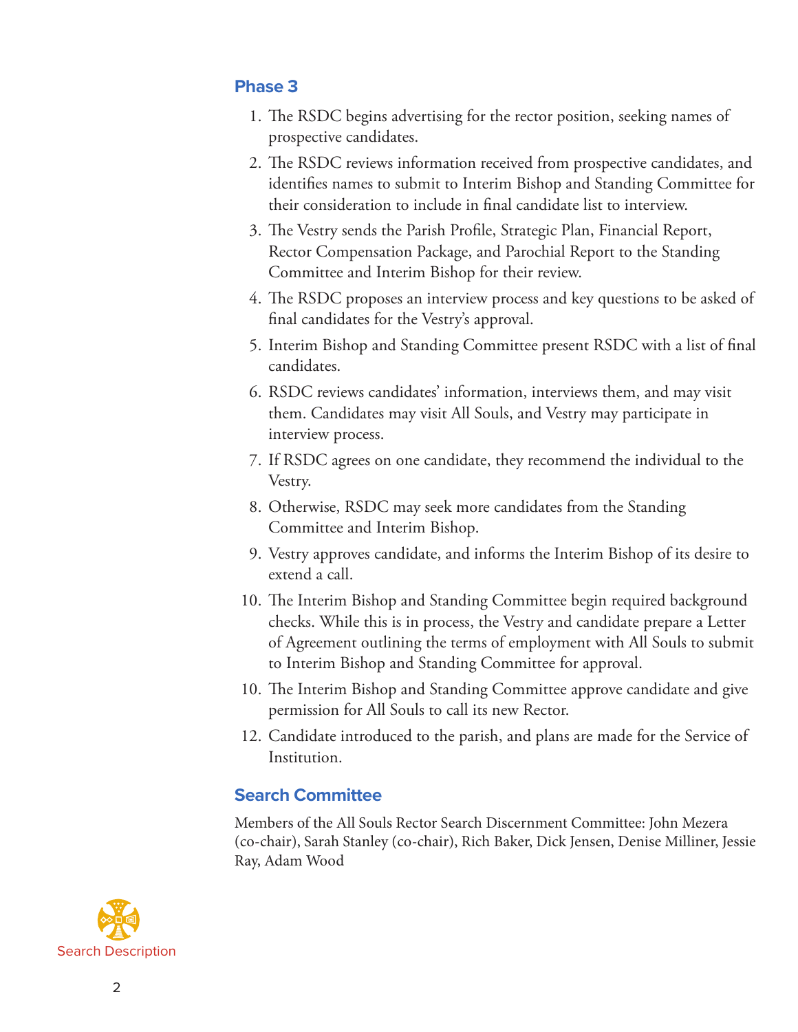## Phase 3

1. The RSDC begins advertising for the rector position, seeking names of prospective candidates.
2. The RSDC reviews information received from prospective candidates, and identifies names to submit to Interim Bishop and Standing Committee for their consideration to include in final candidate list to interview.
3. The Vestry sends the Parish Profile, Strategic Plan, Financial Report, Rector Compensation Package, and Parochial Report to the Standing Committee and Interim Bishop for their review.
4. The RSDC proposes an interview process and key questions to be asked of final candidates for the Vestry's approval.
5. Interim Bishop and Standing Committee present RSDC with a list of final candidates.
6. RSDC reviews candidates' information, interviews them, and may visit them. Candidates may visit All Souls, and Vestry may participate in interview process.
7. If RSDC agrees on one candidate, they recommend the individual to the Vestry.
8. Otherwise, RSDC may seek more candidates from the Standing Committee and Interim Bishop.
9. Vestry approves candidate, and informs the Interim Bishop of its desire to extend a call.
10. The Interim Bishop and Standing Committee begin required background checks. While this is in process, the Vestry and candidate prepare a Letter of Agreement outlining the terms of employment with All Souls to submit to Interim Bishop and Standing Committee for approval.
10. The Interim Bishop and Standing Committee approve candidate and give permission for All Souls to call its new Rector.
12. Candidate introduced to the parish, and plans are made for the Service of Institution.

## Search Committee

Members of the All Souls Rector Search Discernment Committee: John Mezera (co-chair), Sarah Stanley (co-chair), Rich Baker, Dick Jensen, Denise Milliner, Jessie Ray, Adam Wood